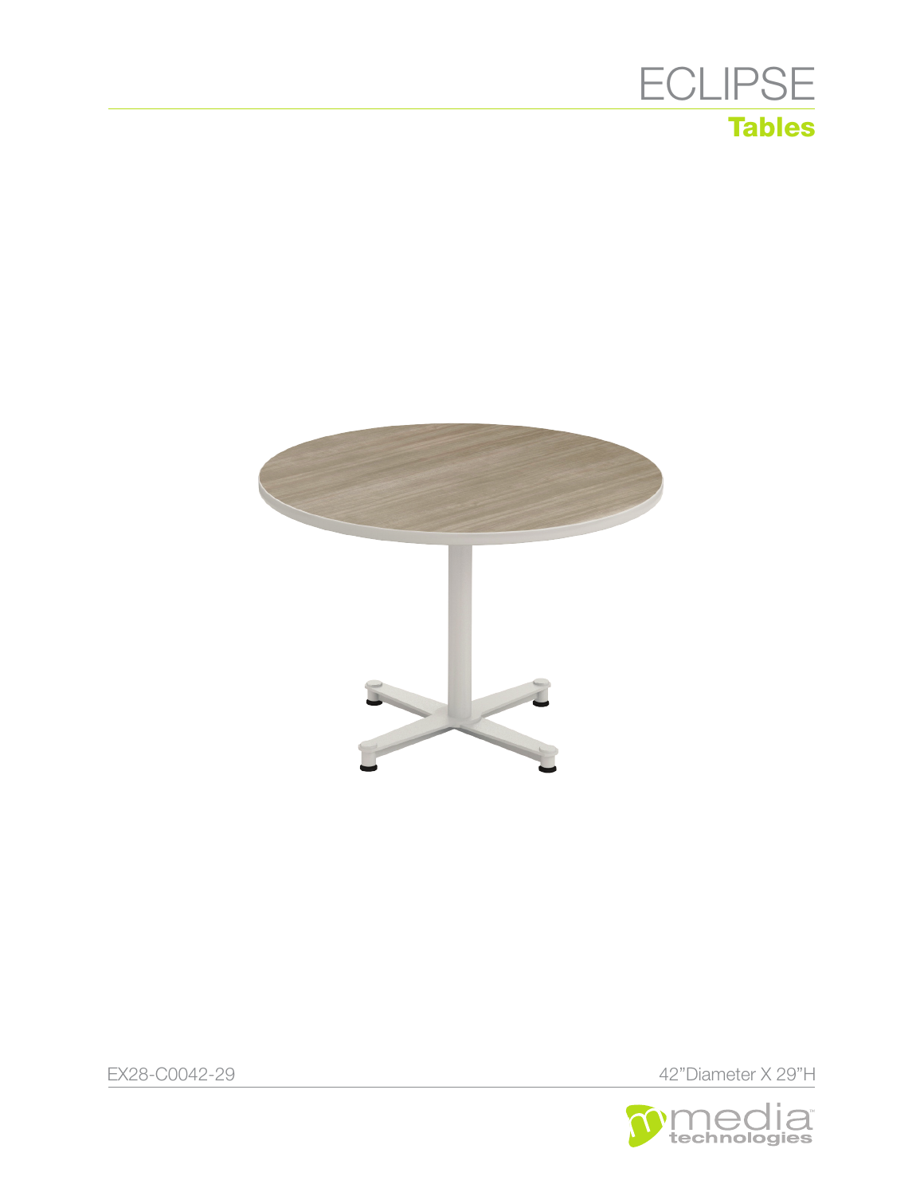# ECLIPSE

## Tables

EX28-C0042-29

42"Diameter X 29"H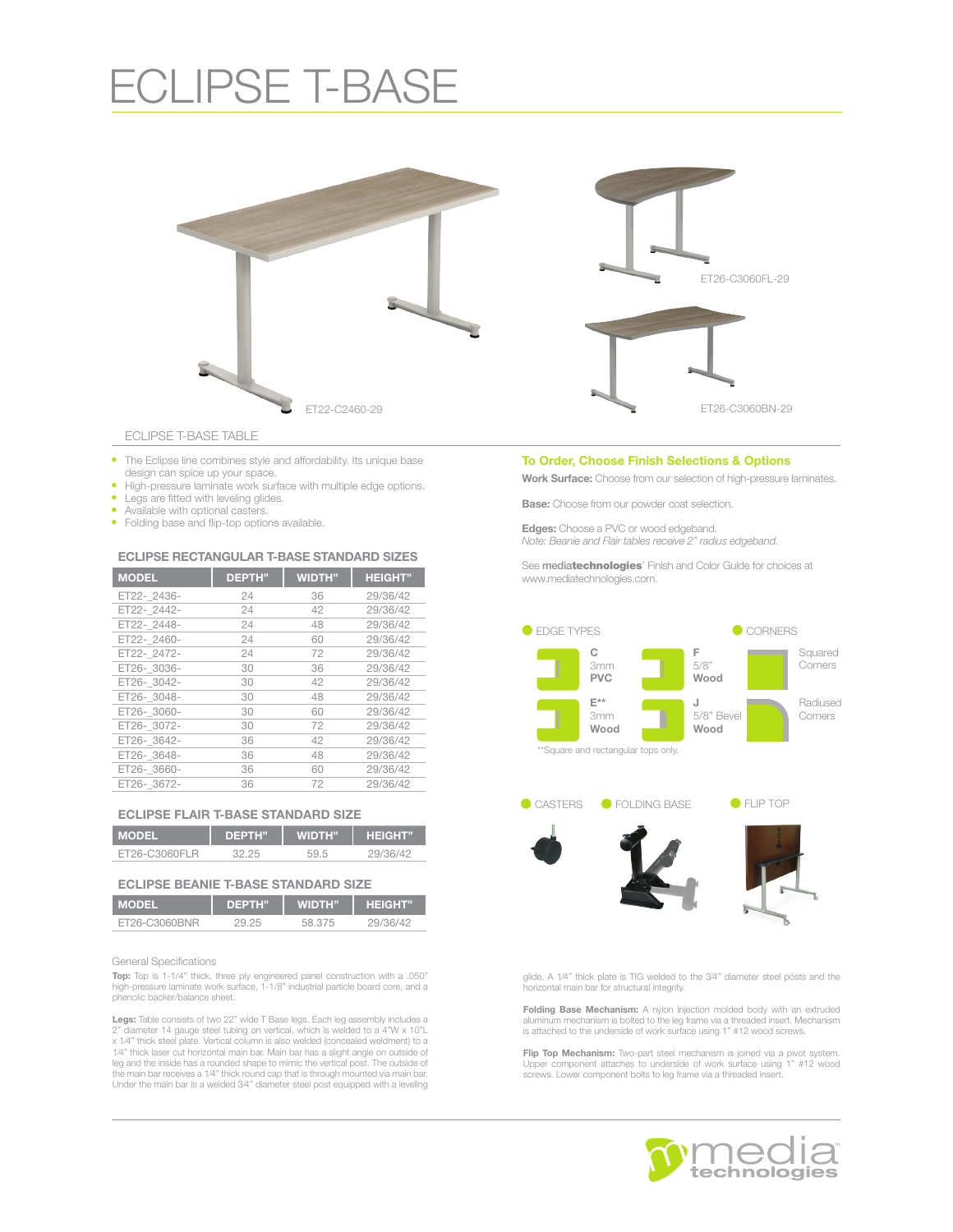# ECLIPSE T-BASE

ET22-C2460-29

ET26-C3060FL-29

ET26-C3060BN-29

ECLIPSE T-BASE TABLE

- The Eclipse line combines style and affordability. Its unique base design can spice up your space.
- High-pressure laminate work surface with multiple edge options.
- Legs are fitted with leveling glides.
- Available with optional casters.
- Folding base and flip-top options available.

### ECLIPSE RECTANGULAR T-BASE STANDARD SIZES

| MODEL | DEPTH" | WIDTH" | HEIGHT" |
|---|---|---|---|
| ET22-_2436- | 24 | 36 | 29/36/42 |
| ET22-_2442- | 24 | 42 | 29/36/42 |
| ET22-_2448- | 24 | 48 | 29/36/42 |
| ET22-_2460- | 24 | 60 | 29/36/42 |
| ET22-_2472- | 24 | 72 | 29/36/42 |
| ET26-_3036- | 30 | 36 | 29/36/42 |
| ET26-_3042- | 30 | 42 | 29/36/42 |
| ET26-_3048- | 30 | 48 | 29/36/42 |
| ET26-_3060- | 30 | 60 | 29/36/42 |
| ET26-_3072- | 30 | 72 | 29/36/42 |
| ET26-_3642- | 36 | 42 | 29/36/42 |
| ET26-_3648- | 36 | 48 | 29/36/42 |
| ET26-_3660- | 36 | 60 | 29/36/42 |
| ET26-_3672- | 36 | 72 | 29/36/42 |

### ECLIPSE FLAIR T-BASE STANDARD SIZE

| MODEL | DEPTH" | WIDTH" | HEIGHT" |
|---|---|---|---|
| ET26-C3060FLR | 32.25 | 59.5 | 29/36/42 |

### ECLIPSE BEANIE T-BASE STANDARD SIZE

| MODEL | DEPTH" | WIDTH" | HEIGHT" |
|---|---|---|---|
| ET26-C3060BNR | 29.25 | 58.375 | 29/36/42 |

General Specifications

**Top:** Top is 1-1/4" thick, three ply engineered panel construction with a .050" high-pressure laminate work surface, 1-1/8" industrial particle board core, and a phenolic backer/balance sheet.

**Legs:** Table consists of two 22" wide T Base legs. Each leg assembly includes a 2" diameter 14 gauge steel tubing on vertical, which is welded to a 4"W x 10"L x 1/4" thick steel plate. Vertical column is also welded (concealed weldment) to a 1/4" thick laser cut horizontal main bar. Main bar has a slight angle on outside of leg and the inside has a rounded shape to mimic the vertical post. The outside of the main bar receives a 1/4" thick round cap that is through mounted via main bar. Under the main bar is a welded 3/4" diameter steel post equipped with a leveling glide. A 1/4" thick plate is TIG welded to the 3/4" diameter steel posts and the horizontal main bar for structural integrity.

**Folding Base Mechanism:** A nylon injection molded body with an extruded aluminum mechanism is bolted to the leg frame via a threaded insert. Mechanism is attached to the underside of work surface using 1" #12 wood screws.

**Flip Top Mechanism:** Two-part steel mechanism is joined via a pivot system. Upper component attaches to underside of work surface using 1" #12 wood screws. Lower component bolts to leg frame via a threaded insert.

### To Order, Choose Finish Selections & Options

**Work Surface:** Choose from our selection of high-pressure laminates.

**Base:** Choose from our powder coat selection.

**Edges:** Choose a PVC or wood edgeband.
*Note: Beanie and Flair tables receive 2" radius edgeband.*

See media**technologies**' Finish and Color Guide for choices at www.mediatechnologies.com.

EDGE TYPES

- **C** 3mm **PVC**
- **F** 5/8" **Wood**
- **E**** 3mm **Wood**
- **J** 5/8" Bevel **Wood**

**Square and rectangular tops only.

CORNERS

- Squared Corners
- Radiused Corners

CASTERS

FOLDING BASE

FLIP TOP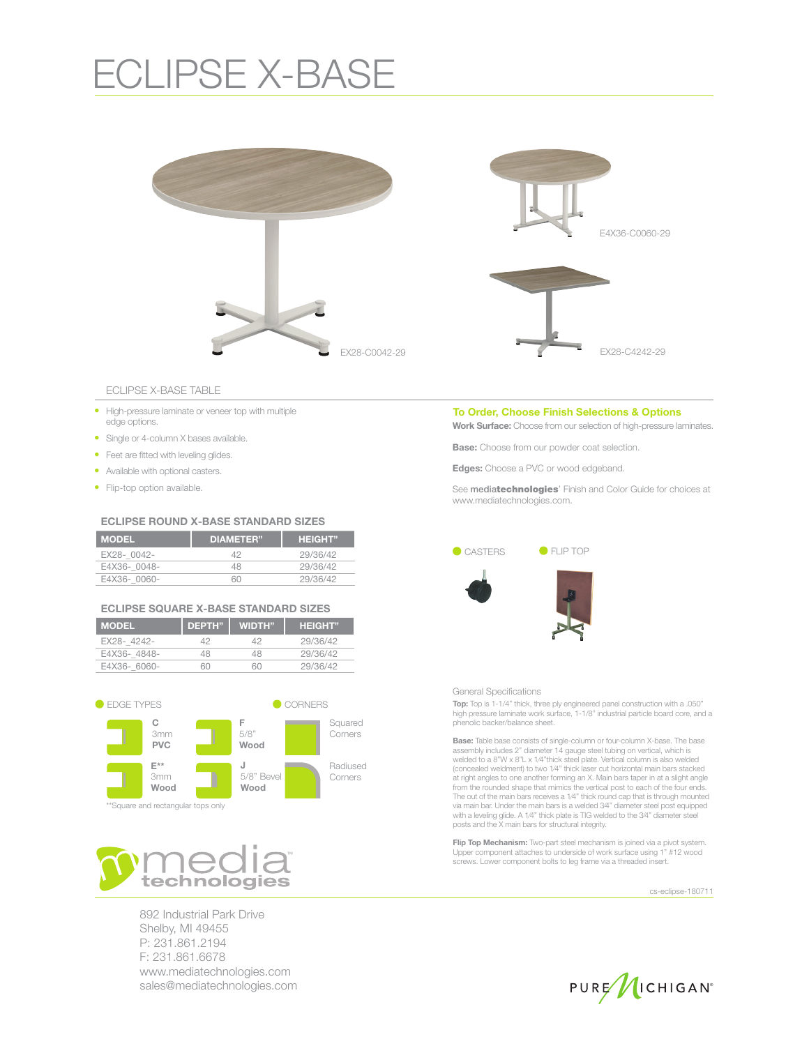# ECLIPSE X-BASE

E4X36-C0060-29

EX28-C0042-29

EX28-C4242-29

ECLIPSE X-BASE TABLE

- High-pressure laminate or veneer top with multiple edge options.
- Single or 4-column X bases available.
- Feet are fitted with leveling glides.
- Available with optional casters.
- Flip-top option available.

### ECLIPSE ROUND X-BASE STANDARD SIZES

| MODEL | DIAMETER" | HEIGHT" |
|---|---|---|
| EX28-_0042- | 42 | 29/36/42 |
| E4X36-_0048- | 48 | 29/36/42 |
| E4X36-_0060- | 60 | 29/36/42 |

### ECLIPSE SQUARE X-BASE STANDARD SIZES

| MODEL | DEPTH" | WIDTH" | HEIGHT" |
|---|---|---|---|
| EX28-_4242- | 42 | 42 | 29/36/42 |
| E4X36-_4848- | 48 | 48 | 29/36/42 |
| E4X36-_6060- | 60 | 60 | 29/36/42 |

EDGE TYPES

- C 3mm **PVC**
- F 5/8" **Wood**
- E** 3mm **Wood**
- J 5/8" Bevel **Wood**

**Square and rectangular tops only

CORNERS

- Squared Corners
- Radiused Corners

### To Order, Choose Finish Selections & Options

**Work Surface:** Choose from our selection of high-pressure laminates.

**Base:** Choose from our powder coat selection.

**Edges:** Choose a PVC or wood edgeband.

See media**technologies**' Finish and Color Guide for choices at www.mediatechnologies.com.

CASTERS

FLIP TOP

General Specifications

**Top:** Top is 1-1/4" thick, three ply engineered panel construction with a .050" high pressure laminate work surface, 1-1/8" industrial particle board core, and a phenolic backer/balance sheet.

**Base:** Table base consists of single-column or four-column X-base. The base assembly includes 2" diameter 14 gauge steel tubing on vertical, which is welded to a 8"W x 8"L x 1⁄4"thick steel plate. Vertical column is also welded (concealed weldment) to two 1⁄4" thick laser cut horizontal main bars stacked at right angles to one another forming an X. Main bars taper in at a slight angle from the rounded shape that mimics the vertical post to each of the four ends. The out of the main bars receives a 1⁄4" thick round cap that is through mounted via main bar. Under the main bars is a welded 3⁄4" diameter steel post equipped with a leveling glide. A 1⁄4" thick plate is TIG welded to the 3⁄4" diameter steel posts and the X main bars for structural integrity.

**Flip Top Mechanism:** Two-part steel mechanism is joined via a pivot system. Upper component attaches to underside of work surface using 1" #12 wood screws. Lower component bolts to leg frame via a threaded insert.

cs-eclipse-180711

media technologies

892 Industrial Park Drive
Shelby, MI 49455
P: 231.861.2194
F: 231.861.6678
www.mediatechnologies.com
sales@mediatechnologies.com

PURE MICHIGAN